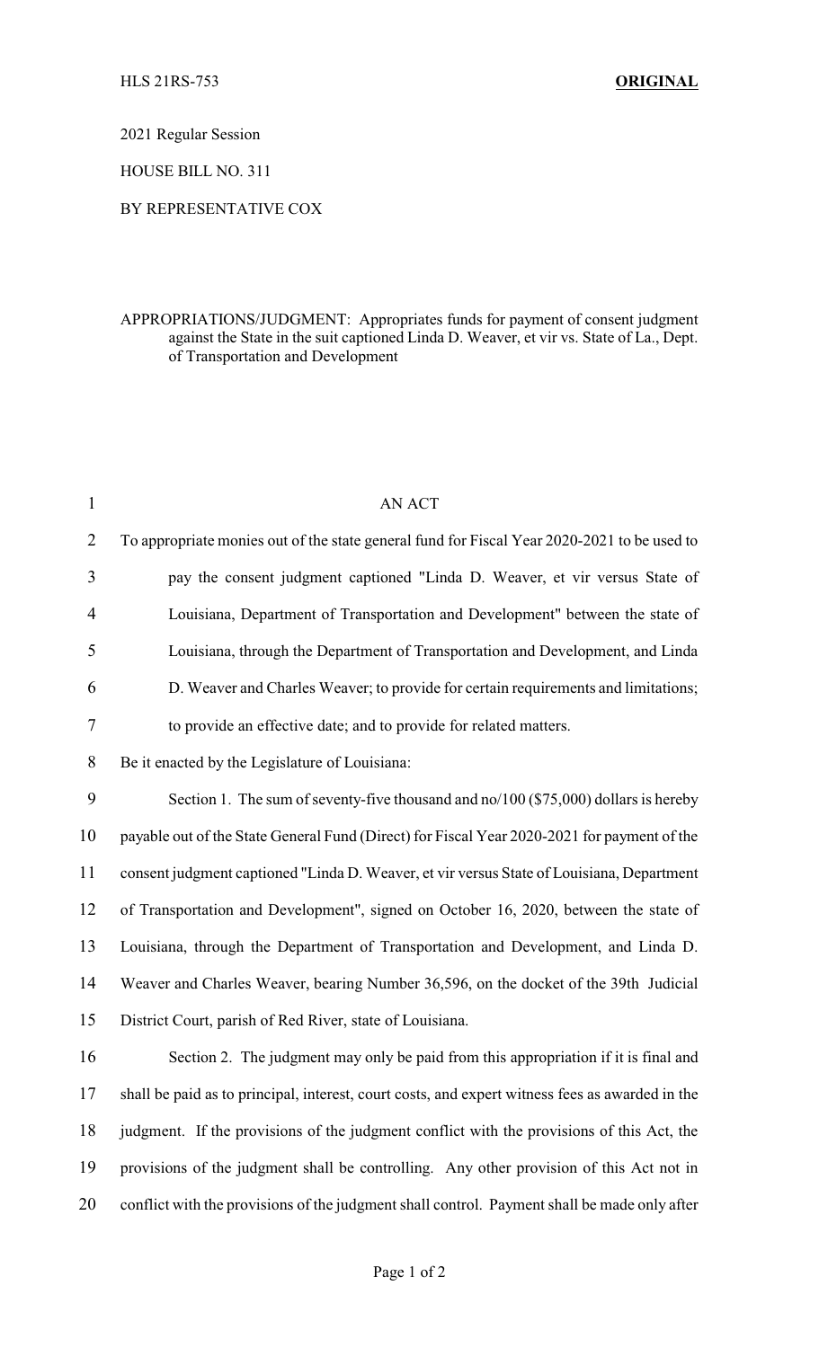HLS 21RS-753 **ORIGINAL**

2021 Regular Session

HOUSE BILL NO. 311

BY REPRESENTATIVE COX

APPROPRIATIONS/JUDGMENT: Appropriates funds for payment of consent judgment against the State in the suit captioned Linda D. Weaver, et vir vs. State of La., Dept. of Transportation and Development

AN ACT

To appropriate monies out of the state general fund for Fiscal Year 2020-2021 to be used to pay the consent judgment captioned "Linda D. Weaver, et vir versus State of Louisiana, Department of Transportation and Development" between the state of Louisiana, through the Department of Transportation and Development, and Linda D. Weaver and Charles Weaver; to provide for certain requirements and limitations; to provide an effective date; and to provide for related matters.

Be it enacted by the Legislature of Louisiana:

Section 1. The sum of seventy-five thousand and no/100 ($75,000) dollars is hereby payable out of the State General Fund (Direct) for Fiscal Year 2020-2021 for payment of the consent judgment captioned "Linda D. Weaver, et vir versus State of Louisiana, Department of Transportation and Development", signed on October 16, 2020, between the state of Louisiana, through the Department of Transportation and Development, and Linda D. Weaver and Charles Weaver, bearing Number 36,596, on the docket of the 39th Judicial District Court, parish of Red River, state of Louisiana.

Section 2. The judgment may only be paid from this appropriation if it is final and shall be paid as to principal, interest, court costs, and expert witness fees as awarded in the judgment. If the provisions of the judgment conflict with the provisions of this Act, the provisions of the judgment shall be controlling. Any other provision of this Act not in conflict with the provisions of the judgment shall control. Payment shall be made only after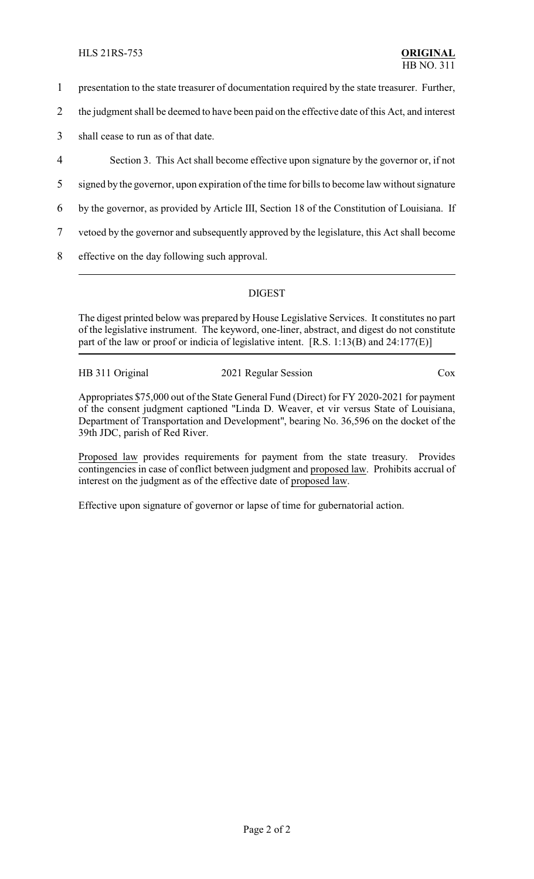presentation to the state treasurer of documentation required by the state treasurer. Further, the judgment shall be deemed to have been paid on the effective date of this Act, and interest shall cease to run as of that date.

Section 3. This Act shall become effective upon signature by the governor or, if not signed by the governor, upon expiration of the time for bills to become law without signature by the governor, as provided by Article III, Section 18 of the Constitution of Louisiana. If vetoed by the governor and subsequently approved by the legislature, this Act shall become effective on the day following such approval.

---

## DIGEST

The digest printed below was prepared by House Legislative Services. It constitutes no part of the legislative instrument. The keyword, one-liner, abstract, and digest do not constitute part of the law or proof or indicia of legislative intent. [R.S. 1:13(B) and 24:177(E)]

HB 311 Original 2021 Regular Session Cox

Appropriates $75,000 out of the State General Fund (Direct) for FY 2020-2021 for payment of the consent judgment captioned "Linda D. Weaver, et vir versus State of Louisiana, Department of Transportation and Development", bearing No. 36,596 on the docket of the 39th JDC, parish of Red River.

Proposed law provides requirements for payment from the state treasury. Provides contingencies in case of conflict between judgment and proposed law. Prohibits accrual of interest on the judgment as of the effective date of proposed law.

Effective upon signature of governor or lapse of time for gubernatorial action.